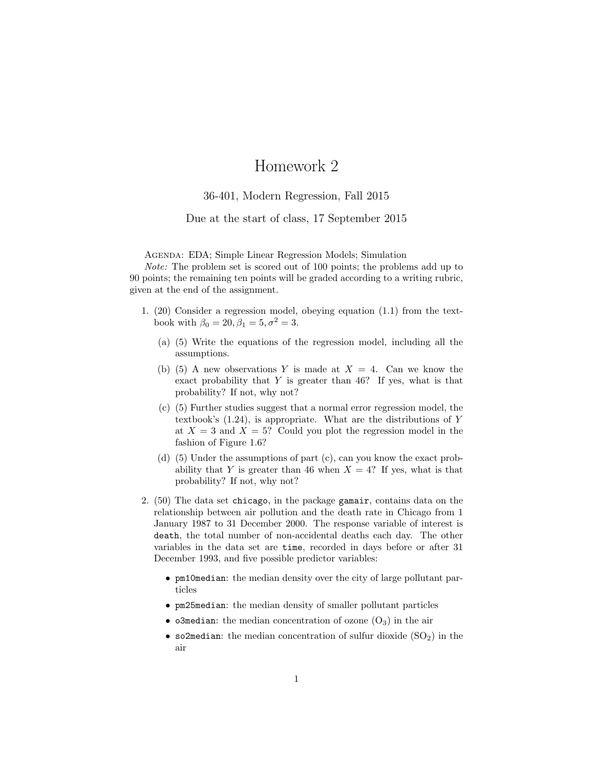# Homework 2

36-401, Modern Regression, Fall 2015

Due at the start of class, 17 September 2015

AGENDA: EDA; Simple Linear Regression Models; Simulation

*Note:* The problem set is scored out of 100 points; the problems add up to 90 points; the remaining ten points will be graded according to a writing rubric, given at the end of the assignment.

1. (20) Consider a regression model, obeying equation (1.1) from the textbook with $\beta_0 = 20, \beta_1 = 5, \sigma^2 = 3$.

   (a) (5) Write the equations of the regression model, including all the assumptions.

   (b) (5) A new observations $Y$ is made at $X = 4$. Can we know the exact probability that $Y$ is greater than 46? If yes, what is that probability? If not, why not?

   (c) (5) Further studies suggest that a normal error regression model, the textbook's (1.24), is appropriate. What are the distributions of $Y$ at $X = 3$ and $X = 5$? Could you plot the regression model in the fashion of Figure 1.6?

   (d) (5) Under the assumptions of part (c), can you know the exact probability that $Y$ is greater than 46 when $X = 4$? If yes, what is that probability? If not, why not?

2. (50) The data set `chicago`, in the package `gamair`, contains data on the relationship between air pollution and the death rate in Chicago from 1 January 1987 to 31 December 2000. The response variable of interest is `death`, the total number of non-accidental deaths each day. The other variables in the data set are `time`, recorded in days before or after 31 December 1993, and five possible predictor variables:

   - `pm10median`: the median density over the city of large pollutant particles
   - `pm25median`: the median density of smaller pollutant particles
   - `o3median`: the median concentration of ozone ($O_3$) in the air
   - `so2median`: the median concentration of sulfur dioxide ($SO_2$) in the air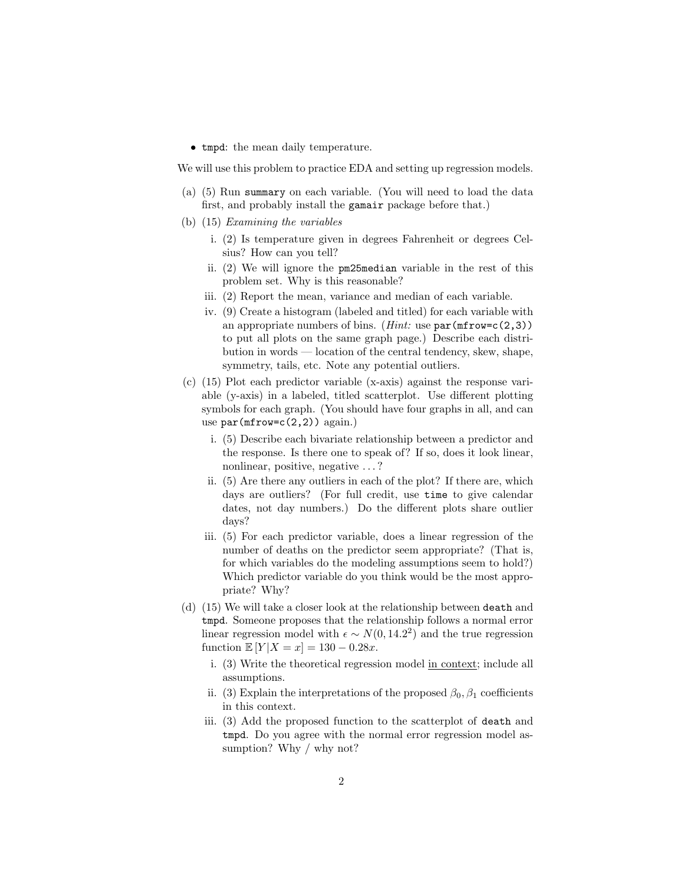- `tmpd`: the mean daily temperature.

We will use this problem to practice EDA and setting up regression models.

(a) (5) Run `summary` on each variable. (You will need to load the data first, and probably install the `gamair` package before that.)

(b) (15) *Examining the variables*

  i. (2) Is temperature given in degrees Fahrenheit or degrees Celsius? How can you tell?

  ii. (2) We will ignore the `pm25median` variable in the rest of this problem set. Why is this reasonable?

  iii. (2) Report the mean, variance and median of each variable.

  iv. (9) Create a histogram (labeled and titled) for each variable with an appropriate numbers of bins. (*Hint:* use `par(mfrow=c(2,3))` to put all plots on the same graph page.) Describe each distribution in words — location of the central tendency, skew, shape, symmetry, tails, etc. Note any potential outliers.

(c) (15) Plot each predictor variable (x-axis) against the response variable (y-axis) in a labeled, titled scatterplot. Use different plotting symbols for each graph. (You should have four graphs in all, and can use `par(mfrow=c(2,2))` again.)

  i. (5) Describe each bivariate relationship between a predictor and the response. Is there one to speak of? If so, does it look linear, nonlinear, positive, negative . . . ?

  ii. (5) Are there any outliers in each of the plot? If there are, which days are outliers? (For full credit, use `time` to give calendar dates, not day numbers.) Do the different plots share outlier days?

  iii. (5) For each predictor variable, does a linear regression of the number of deaths on the predictor seem appropriate? (That is, for which variables do the modeling assumptions seem to hold?) Which predictor variable do you think would be the most appropriate? Why?

(d) (15) We will take a closer look at the relationship between `death` and `tmpd`. Someone proposes that the relationship follows a normal error linear regression model with $\epsilon \sim N(0, 14.2^2)$ and the true regression function $\mathbb{E}[Y|X = x] = 130 - 0.28x$.

  i. (3) Write the theoretical regression model <u>in context</u>; include all assumptions.

  ii. (3) Explain the interpretations of the proposed $\beta_0, \beta_1$ coefficients in this context.

  iii. (3) Add the proposed function to the scatterplot of `death` and `tmpd`. Do you agree with the normal error regression model assumption? Why / why not?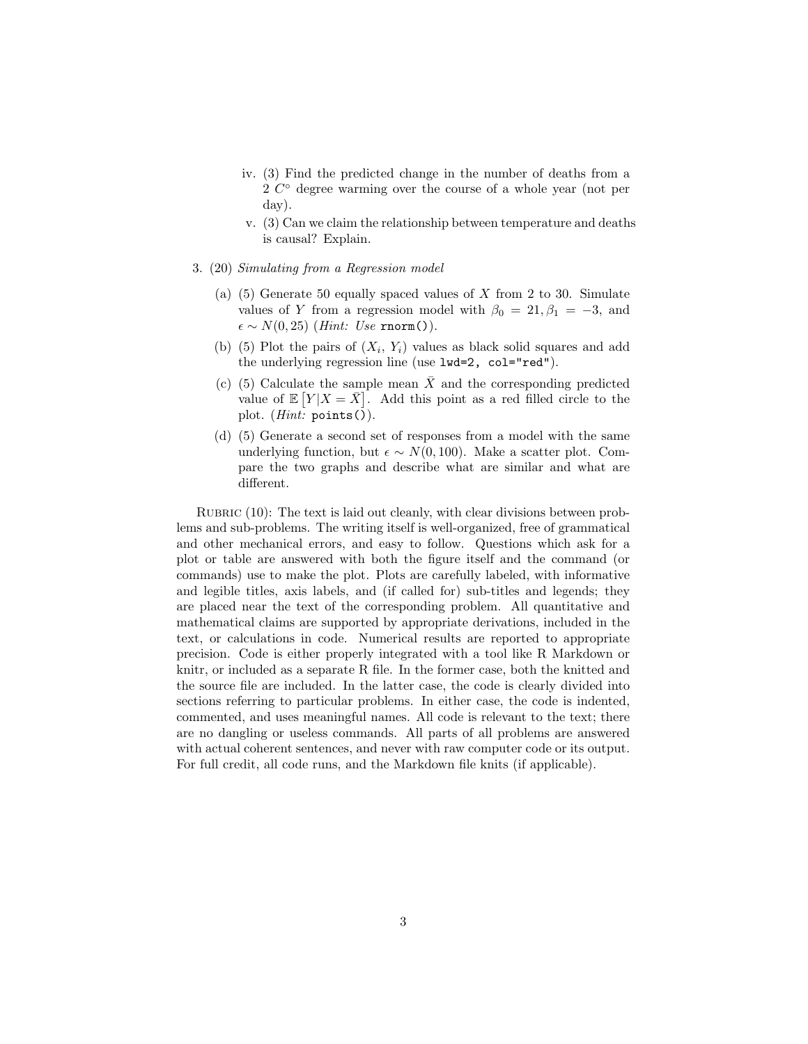iv. (3) Find the predicted change in the number of deaths from a 2 $C^\circ$ degree warming over the course of a whole year (not per day).

v. (3) Can we claim the relationship between temperature and deaths is causal? Explain.

3. (20) *Simulating from a Regression model*

   (a) (5) Generate 50 equally spaced values of $X$ from 2 to 30. Simulate values of $Y$ from a regression model with $\beta_0 = 21, \beta_1 = -3$, and $\epsilon \sim N(0, 25)$ (*Hint: Use* `rnorm()`).

   (b) (5) Plot the pairs of $(X_i, Y_i)$ values as black solid squares and add the underlying regression line (use `lwd=2, col="red"`).

   (c) (5) Calculate the sample mean $\bar{X}$ and the corresponding predicted value of $\mathbb{E}\left[Y|X = \bar{X}\right]$. Add this point as a red filled circle to the plot. (*Hint:* `points()`).

   (d) (5) Generate a second set of responses from a model with the same underlying function, but $\epsilon \sim N(0, 100)$. Make a scatter plot. Compare the two graphs and describe what are similar and what are different.

RUBRIC (10): The text is laid out cleanly, with clear divisions between problems and sub-problems. The writing itself is well-organized, free of grammatical and other mechanical errors, and easy to follow. Questions which ask for a plot or table are answered with both the figure itself and the command (or commands) use to make the plot. Plots are carefully labeled, with informative and legible titles, axis labels, and (if called for) sub-titles and legends; they are placed near the text of the corresponding problem. All quantitative and mathematical claims are supported by appropriate derivations, included in the text, or calculations in code. Numerical results are reported to appropriate precision. Code is either properly integrated with a tool like R Markdown or knitr, or included as a separate R file. In the former case, both the knitted and the source file are included. In the latter case, the code is clearly divided into sections referring to particular problems. In either case, the code is indented, commented, and uses meaningful names. All code is relevant to the text; there are no dangling or useless commands. All parts of all problems are answered with actual coherent sentences, and never with raw computer code or its output. For full credit, all code runs, and the Markdown file knits (if applicable).